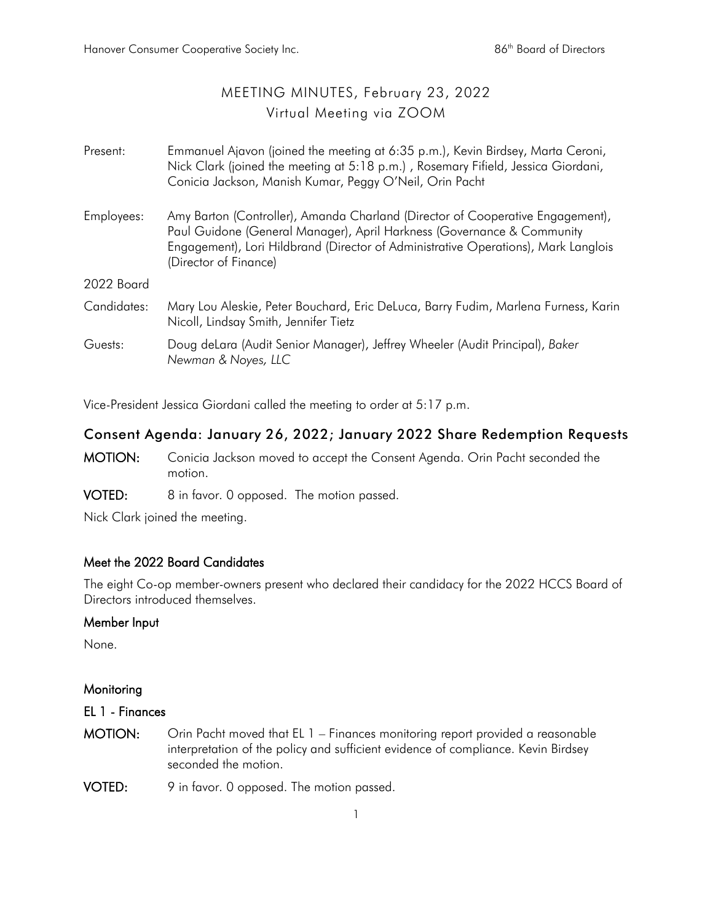# MEETING MINUTES, February 23, 2022

## Virtual Meeting via ZOOM

| | |
|---|---|
| Present: | Emmanuel Ajavon (joined the meeting at 6:35 p.m.), Kevin Birdsey, Marta Ceroni, Nick Clark (joined the meeting at 5:18 p.m.) , Rosemary Fifield, Jessica Giordani, Conicia Jackson, Manish Kumar, Peggy O'Neil, Orin Pacht |
| Employees: | Amy Barton (Controller), Amanda Charland (Director of Cooperative Engagement), Paul Guidone (General Manager), April Harkness (Governance & Community Engagement), Lori Hildbrand (Director of Administrative Operations), Mark Langlois (Director of Finance) |
| 2022 Board Candidates: | Mary Lou Aleskie, Peter Bouchard, Eric DeLuca, Barry Fudim, Marlena Furness, Karin Nicoll, Lindsay Smith, Jennifer Tietz |
| Guests: | Doug deLara (Audit Senior Manager), Jeffrey Wheeler (Audit Principal), *Baker Newman & Noyes, LLC* |

Vice-President Jessica Giordani called the meeting to order at 5:17 p.m.

## Consent Agenda: January 26, 2022; January 2022 Share Redemption Requests

**MOTION:** Conicia Jackson moved to accept the Consent Agenda. Orin Pacht seconded the motion.

**VOTED:** 8 in favor. 0 opposed. The motion passed.

Nick Clark joined the meeting.

### Meet the 2022 Board Candidates

The eight Co-op member-owners present who declared their candidacy for the 2022 HCCS Board of Directors introduced themselves.

### Member Input

None.

### Monitoring

### EL 1 - Finances

**MOTION:** Orin Pacht moved that EL 1 – Finances monitoring report provided a reasonable interpretation of the policy and sufficient evidence of compliance. Kevin Birdsey seconded the motion.

**VOTED:** 9 in favor. 0 opposed. The motion passed.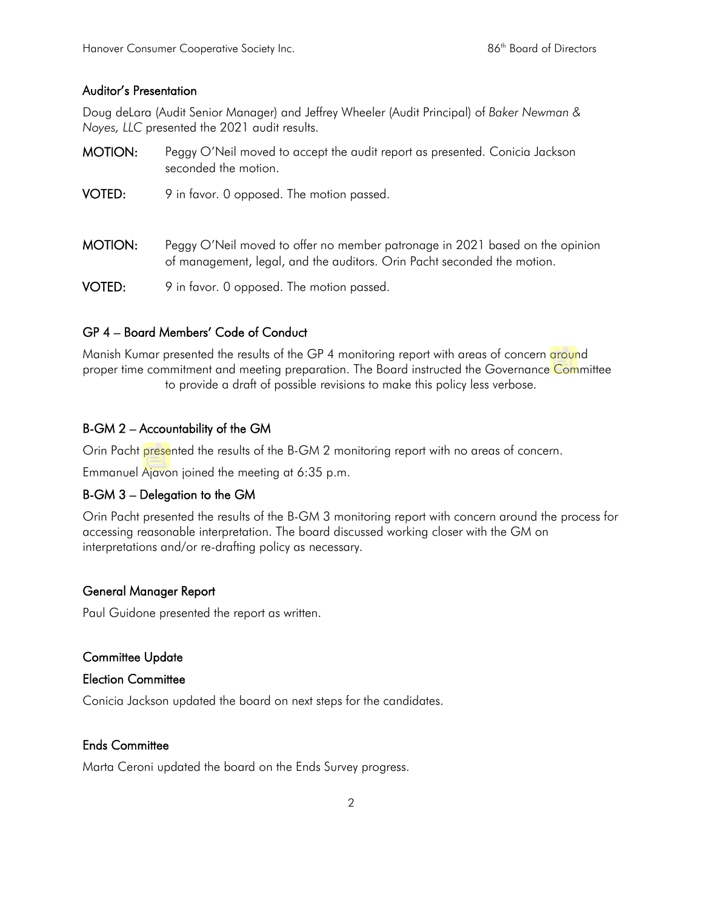### Auditor's Presentation

Doug deLara (Audit Senior Manager) and Jeffrey Wheeler (Audit Principal) of *Baker Newman & Noyes, LLC* presented the 2021 audit results.

**MOTION:** Peggy O'Neil moved to accept the audit report as presented. Conicia Jackson seconded the motion.

**VOTED:** 9 in favor. 0 opposed. The motion passed.

**MOTION:** Peggy O'Neil moved to offer no member patronage in 2021 based on the opinion of management, legal, and the auditors. Orin Pacht seconded the motion.

**VOTED:** 9 in favor. 0 opposed. The motion passed.

### GP 4 – Board Members' Code of Conduct

Manish Kumar presented the results of the GP 4 monitoring report with areas of concern around proper time commitment and meeting preparation. The Board instructed the Governance Committee to provide a draft of possible revisions to make this policy less verbose.

### B-GM 2 – Accountability of the GM

Orin Pacht presented the results of the B-GM 2 monitoring report with no areas of concern.

Emmanuel Ajavon joined the meeting at 6:35 p.m.

### B-GM 3 – Delegation to the GM

Orin Pacht presented the results of the B-GM 3 monitoring report with concern around the process for accessing reasonable interpretation. The board discussed working closer with the GM on interpretations and/or re-drafting policy as necessary.

### General Manager Report

Paul Guidone presented the report as written.

### Committee Update

### Election Committee

Conicia Jackson updated the board on next steps for the candidates.

### Ends Committee

Marta Ceroni updated the board on the Ends Survey progress.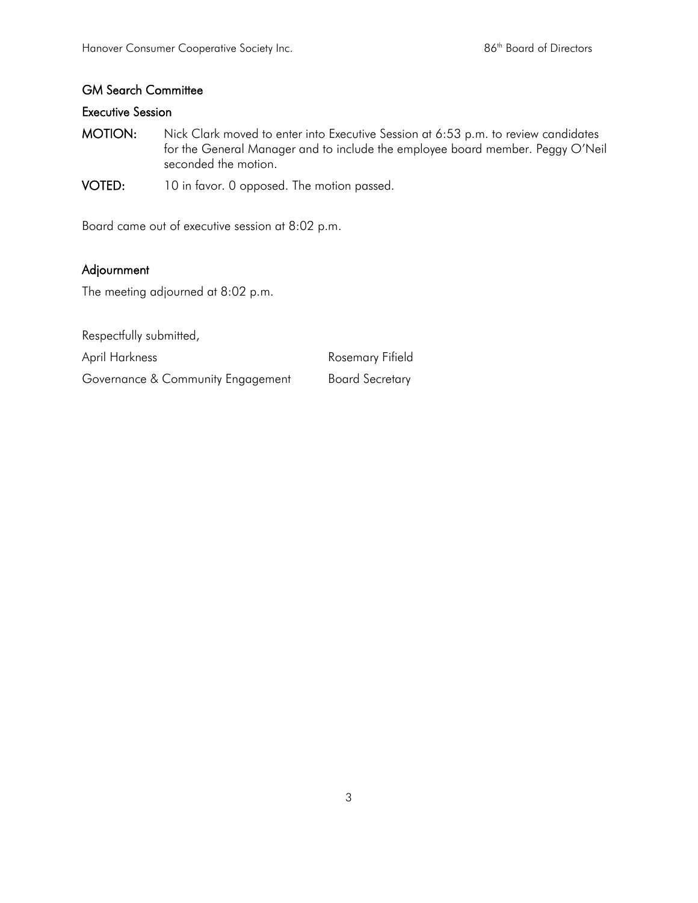## GM Search Committee

### Executive Session

**MOTION:** Nick Clark moved to enter into Executive Session at 6:53 p.m. to review candidates for the General Manager and to include the employee board member. Peggy O'Neil seconded the motion.

**VOTED:** 10 in favor. 0 opposed. The motion passed.

Board came out of executive session at 8:02 p.m.

## Adjournment

The meeting adjourned at 8:02 p.m.

Respectfully submitted,

| | |
|---|---|
| April Harkness | Rosemary Fifield |
| Governance & Community Engagement | Board Secretary |